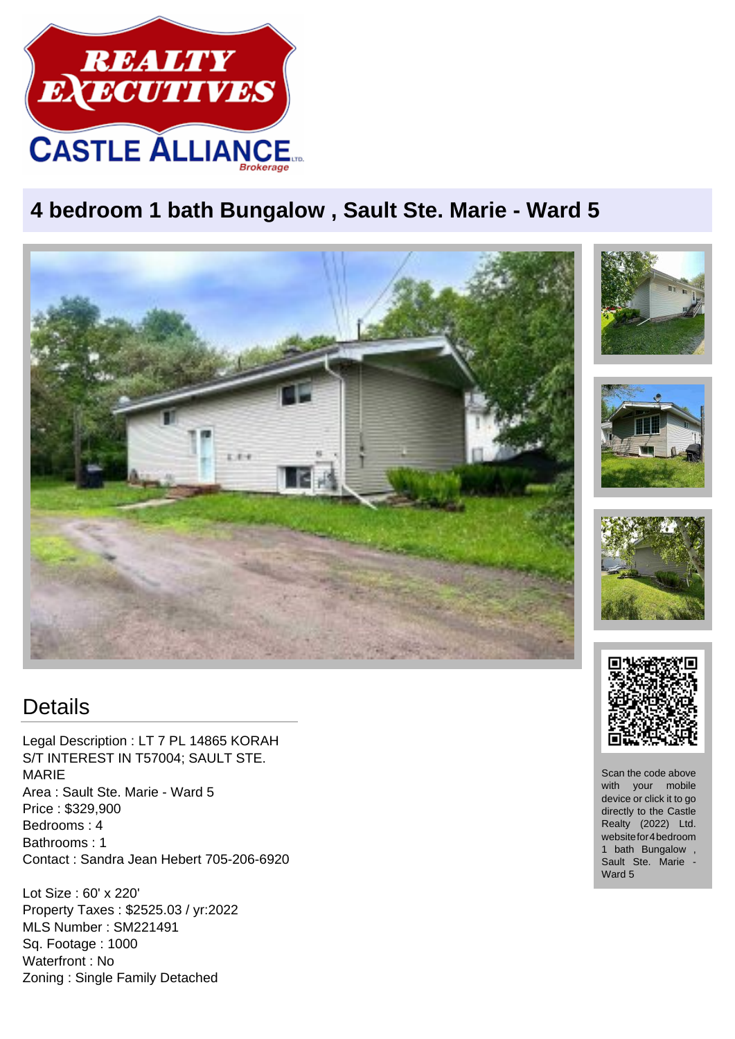# 4 bedroom 1 bath Bungalow , Sault Ste. Marie - Ward 5

## Details

Legal Description : LT 7 PL 14865 KORAH S/T INTEREST IN T57004; SAULT STE. MARIE
Area : Sault Ste. Marie - Ward 5
Price : $329,900
Bedrooms : 4
Bathrooms : 1
Contact : Sandra Jean Hebert 705-206-6920

Lot Size : 60' x 220'
Property Taxes : $2525.03 / yr:2022
MLS Number : SM221491
Sq. Footage : 1000
Waterfront : No
Zoning : Single Family Detached

Scan the code above with your mobile device or click it to go directly to the Castle Realty (2022) Ltd. website for 4 bedroom 1 bath Bungalow , Sault Ste. Marie - Ward 5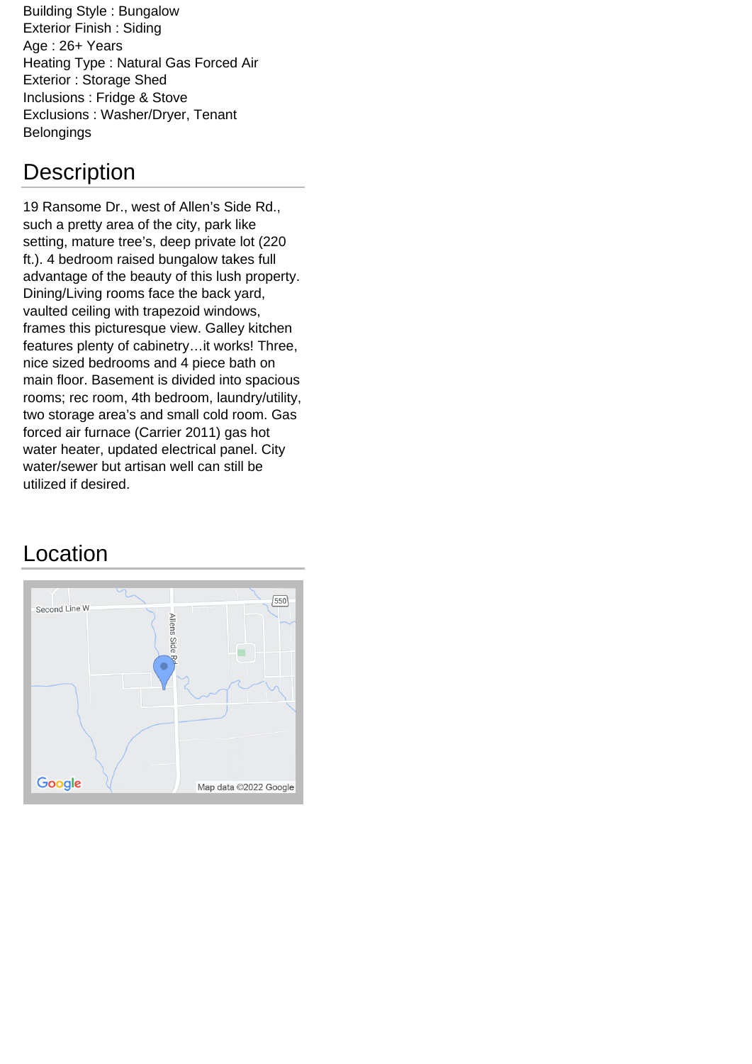Building Style : Bungalow
Exterior Finish : Siding
Age : 26+ Years
Heating Type : Natural Gas Forced Air
Exterior : Storage Shed
Inclusions : Fridge & Stove
Exclusions : Washer/Dryer, Tenant Belongings

## Description

19 Ransome Dr., west of Allen's Side Rd., such a pretty area of the city, park like setting, mature tree's, deep private lot (220 ft.). 4 bedroom raised bungalow takes full advantage of the beauty of this lush property. Dining/Living rooms face the back yard, vaulted ceiling with trapezoid windows, frames this picturesque view. Galley kitchen features plenty of cabinetry…it works! Three, nice sized bedrooms and 4 piece bath on main floor. Basement is divided into spacious rooms; rec room, 4th bedroom, laundry/utility, two storage area's and small cold room. Gas forced air furnace (Carrier 2011) gas hot water heater, updated electrical panel. City water/sewer but artisan well can still be utilized if desired.

## Location

Second Line W
550
Allens Side Rd
Google
Map data ©2022 Google